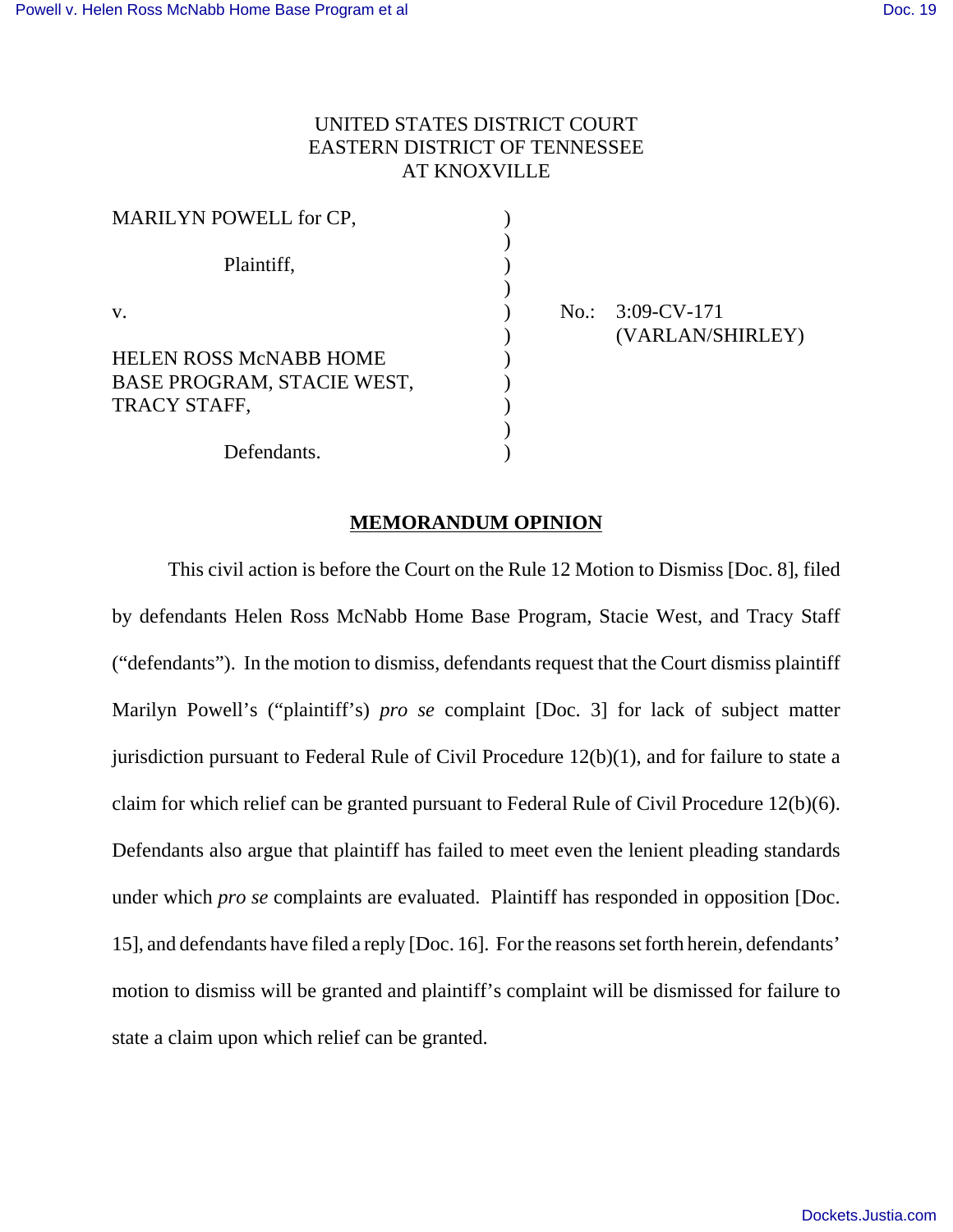UNITED STATES DISTRICT COURT
EASTERN DISTRICT OF TENNESSEE
AT KNOXVILLE

| | | |
|---|---|---|
| MARILYN POWELL for CP, | ) | |
| Plaintiff, | ) | |
| v. | ) | No.: 3:09-CV-171 (VARLAN/SHIRLEY) |
| HELEN ROSS McNABB HOME BASE PROGRAM, STACIE WEST, TRACY STAFF, | ) | |
| Defendants. | ) | |

## MEMORANDUM OPINION

This civil action is before the Court on the Rule 12 Motion to Dismiss [Doc. 8], filed by defendants Helen Ross McNabb Home Base Program, Stacie West, and Tracy Staff ("defendants"). In the motion to dismiss, defendants request that the Court dismiss plaintiff Marilyn Powell's ("plaintiff's") *pro se* complaint [Doc. 3] for lack of subject matter jurisdiction pursuant to Federal Rule of Civil Procedure 12(b)(1), and for failure to state a claim for which relief can be granted pursuant to Federal Rule of Civil Procedure 12(b)(6). Defendants also argue that plaintiff has failed to meet even the lenient pleading standards under which *pro se* complaints are evaluated. Plaintiff has responded in opposition [Doc. 15], and defendants have filed a reply [Doc. 16]. For the reasons set forth herein, defendants' motion to dismiss will be granted and plaintiff's complaint will be dismissed for failure to state a claim upon which relief can be granted.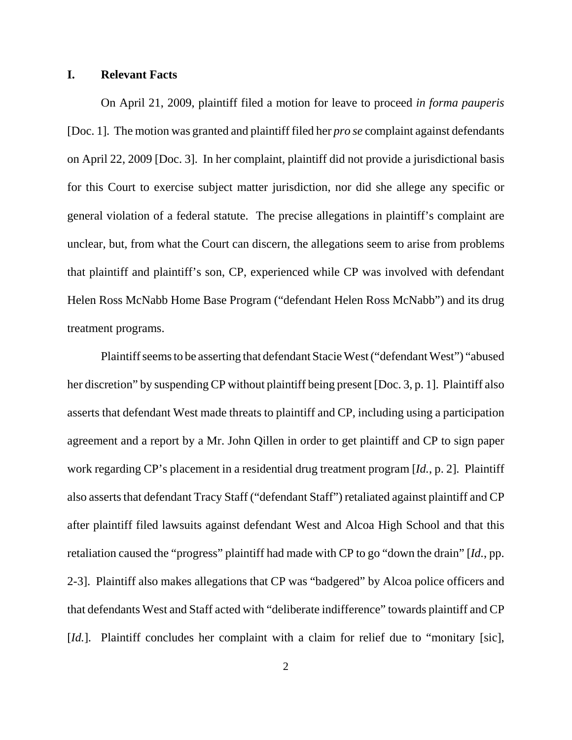## I. Relevant Facts

On April 21, 2009, plaintiff filed a motion for leave to proceed *in forma pauperis* [Doc. 1]. The motion was granted and plaintiff filed her *pro se* complaint against defendants on April 22, 2009 [Doc. 3]. In her complaint, plaintiff did not provide a jurisdictional basis for this Court to exercise subject matter jurisdiction, nor did she allege any specific or general violation of a federal statute. The precise allegations in plaintiff's complaint are unclear, but, from what the Court can discern, the allegations seem to arise from problems that plaintiff and plaintiff's son, CP, experienced while CP was involved with defendant Helen Ross McNabb Home Base Program ("defendant Helen Ross McNabb") and its drug treatment programs.

Plaintiff seems to be asserting that defendant Stacie West ("defendant West") "abused her discretion" by suspending CP without plaintiff being present [Doc. 3, p. 1]. Plaintiff also asserts that defendant West made threats to plaintiff and CP, including using a participation agreement and a report by a Mr. John Qillen in order to get plaintiff and CP to sign paper work regarding CP's placement in a residential drug treatment program [*Id.*, p. 2]. Plaintiff also asserts that defendant Tracy Staff ("defendant Staff") retaliated against plaintiff and CP after plaintiff filed lawsuits against defendant West and Alcoa High School and that this retaliation caused the "progress" plaintiff had made with CP to go "down the drain" [*Id.*, pp. 2-3]. Plaintiff also makes allegations that CP was "badgered" by Alcoa police officers and that defendants West and Staff acted with "deliberate indifference" towards plaintiff and CP [*Id.*]. Plaintiff concludes her complaint with a claim for relief due to "monitary [sic],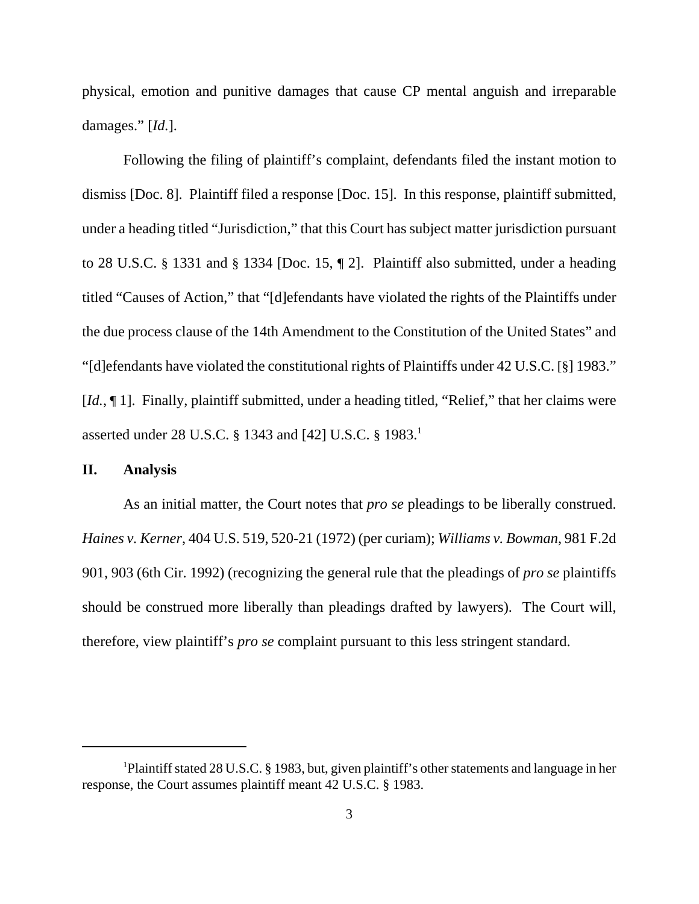physical, emotion and punitive damages that cause CP mental anguish and irreparable damages." [*Id.*].

Following the filing of plaintiff's complaint, defendants filed the instant motion to dismiss [Doc. 8]. Plaintiff filed a response [Doc. 15]. In this response, plaintiff submitted, under a heading titled "Jurisdiction," that this Court has subject matter jurisdiction pursuant to 28 U.S.C. § 1331 and § 1334 [Doc. 15, ¶ 2]. Plaintiff also submitted, under a heading titled "Causes of Action," that "[d]efendants have violated the rights of the Plaintiffs under the due process clause of the 14th Amendment to the Constitution of the United States" and "[d]efendants have violated the constitutional rights of Plaintiffs under 42 U.S.C. [§] 1983." [*Id.*, ¶ 1]. Finally, plaintiff submitted, under a heading titled, "Relief," that her claims were asserted under 28 U.S.C. § 1343 and [42] U.S.C. § 1983.[1]

## II. Analysis

As an initial matter, the Court notes that *pro se* pleadings to be liberally construed. *Haines v. Kerner*, 404 U.S. 519, 520-21 (1972) (per curiam); *Williams v. Bowman*, 981 F.2d 901, 903 (6th Cir. 1992) (recognizing the general rule that the pleadings of *pro se* plaintiffs should be construed more liberally than pleadings drafted by lawyers). The Court will, therefore, view plaintiff's *pro se* complaint pursuant to this less stringent standard.

---

[1] Plaintiff stated 28 U.S.C. § 1983, but, given plaintiff's other statements and language in her response, the Court assumes plaintiff meant 42 U.S.C. § 1983.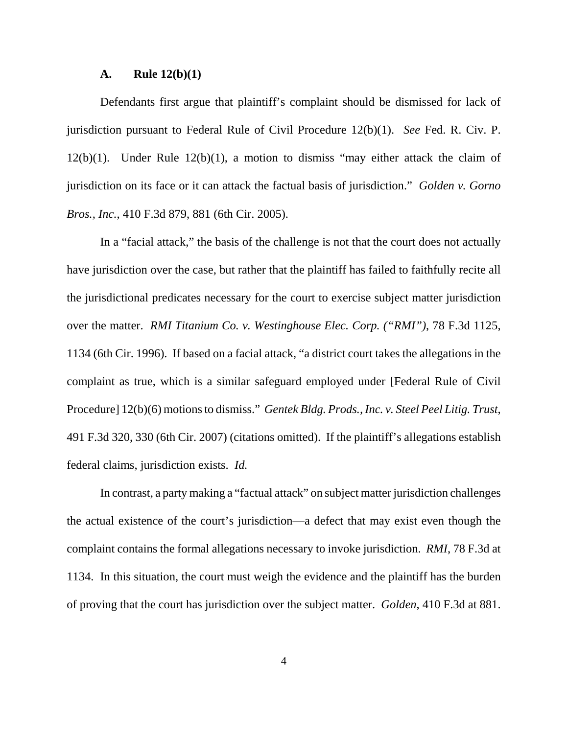### A. Rule 12(b)(1)

Defendants first argue that plaintiff's complaint should be dismissed for lack of jurisdiction pursuant to Federal Rule of Civil Procedure 12(b)(1). *See* Fed. R. Civ. P. 12(b)(1). Under Rule 12(b)(1), a motion to dismiss "may either attack the claim of jurisdiction on its face or it can attack the factual basis of jurisdiction." *Golden v. Gorno Bros., Inc.*, 410 F.3d 879, 881 (6th Cir. 2005).

In a "facial attack," the basis of the challenge is not that the court does not actually have jurisdiction over the case, but rather that the plaintiff has failed to faithfully recite all the jurisdictional predicates necessary for the court to exercise subject matter jurisdiction over the matter. *RMI Titanium Co. v. Westinghouse Elec. Corp. ("RMI")*, 78 F.3d 1125, 1134 (6th Cir. 1996). If based on a facial attack, "a district court takes the allegations in the complaint as true, which is a similar safeguard employed under [Federal Rule of Civil Procedure] 12(b)(6) motions to dismiss." *Gentek Bldg. Prods., Inc. v. Steel Peel Litig. Trust*, 491 F.3d 320, 330 (6th Cir. 2007) (citations omitted). If the plaintiff's allegations establish federal claims, jurisdiction exists. *Id.*

In contrast, a party making a "factual attack" on subject matter jurisdiction challenges the actual existence of the court's jurisdiction—a defect that may exist even though the complaint contains the formal allegations necessary to invoke jurisdiction. *RMI*, 78 F.3d at 1134. In this situation, the court must weigh the evidence and the plaintiff has the burden of proving that the court has jurisdiction over the subject matter. *Golden*, 410 F.3d at 881.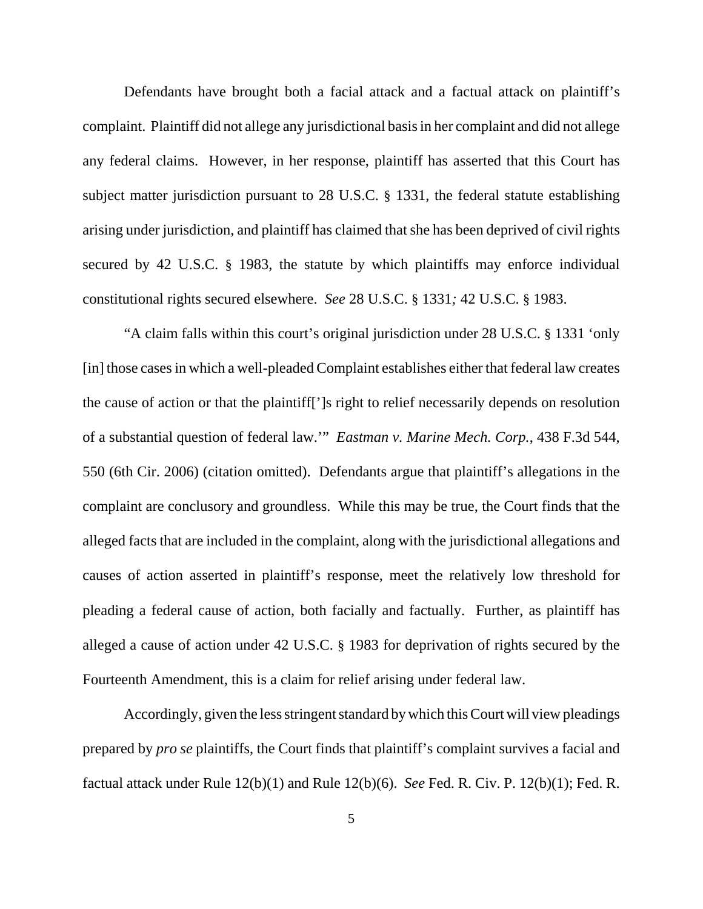Defendants have brought both a facial attack and a factual attack on plaintiff's complaint. Plaintiff did not allege any jurisdictional basis in her complaint and did not allege any federal claims. However, in her response, plaintiff has asserted that this Court has subject matter jurisdiction pursuant to 28 U.S.C. § 1331, the federal statute establishing arising under jurisdiction, and plaintiff has claimed that she has been deprived of civil rights secured by 42 U.S.C. § 1983, the statute by which plaintiffs may enforce individual constitutional rights secured elsewhere. *See* 28 U.S.C. § 1331*;* 42 U.S.C. § 1983.

"A claim falls within this court's original jurisdiction under 28 U.S.C. § 1331 'only [in] those cases in which a well-pleaded Complaint establishes either that federal law creates the cause of action or that the plaintiff[']s right to relief necessarily depends on resolution of a substantial question of federal law.'" *Eastman v. Marine Mech. Corp.*, 438 F.3d 544, 550 (6th Cir. 2006) (citation omitted). Defendants argue that plaintiff's allegations in the complaint are conclusory and groundless. While this may be true, the Court finds that the alleged facts that are included in the complaint, along with the jurisdictional allegations and causes of action asserted in plaintiff's response, meet the relatively low threshold for pleading a federal cause of action, both facially and factually. Further, as plaintiff has alleged a cause of action under 42 U.S.C. § 1983 for deprivation of rights secured by the Fourteenth Amendment, this is a claim for relief arising under federal law.

Accordingly, given the less stringent standard by which this Court will view pleadings prepared by *pro se* plaintiffs, the Court finds that plaintiff's complaint survives a facial and factual attack under Rule 12(b)(1) and Rule 12(b)(6). *See* Fed. R. Civ. P. 12(b)(1); Fed. R.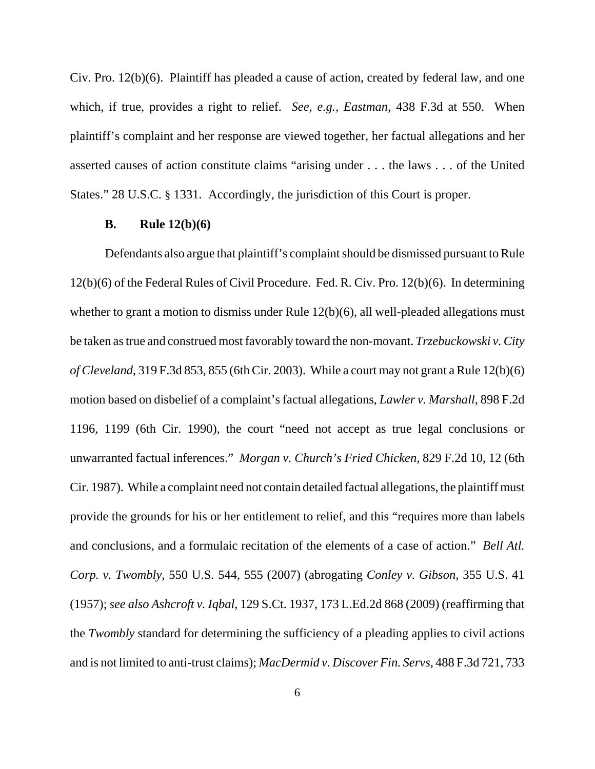Civ. Pro. 12(b)(6). Plaintiff has pleaded a cause of action, created by federal law, and one which, if true, provides a right to relief. *See, e.g.*, *Eastman*, 438 F.3d at 550. When plaintiff's complaint and her response are viewed together, her factual allegations and her asserted causes of action constitute claims "arising under . . . the laws . . . of the United States." 28 U.S.C. § 1331. Accordingly, the jurisdiction of this Court is proper.

**B. Rule 12(b)(6)**

Defendants also argue that plaintiff's complaint should be dismissed pursuant to Rule 12(b)(6) of the Federal Rules of Civil Procedure. Fed. R. Civ. Pro. 12(b)(6). In determining whether to grant a motion to dismiss under Rule 12(b)(6), all well-pleaded allegations must be taken as true and construed most favorably toward the non-movant. *Trzebuckowski v. City of Cleveland*, 319 F.3d 853, 855 (6th Cir. 2003). While a court may not grant a Rule 12(b)(6) motion based on disbelief of a complaint's factual allegations, *Lawler v. Marshall*, 898 F.2d 1196, 1199 (6th Cir. 1990), the court "need not accept as true legal conclusions or unwarranted factual inferences." *Morgan v. Church's Fried Chicken*, 829 F.2d 10, 12 (6th Cir. 1987). While a complaint need not contain detailed factual allegations, the plaintiff must provide the grounds for his or her entitlement to relief, and this "requires more than labels and conclusions, and a formulaic recitation of the elements of a case of action." *Bell Atl. Corp. v. Twombly*, 550 U.S. 544, 555 (2007) (abrogating *Conley v. Gibson*, 355 U.S. 41 (1957); *see also Ashcroft v. Iqbal*, 129 S.Ct. 1937, 173 L.Ed.2d 868 (2009) (reaffirming that the *Twombly* standard for determining the sufficiency of a pleading applies to civil actions and is not limited to anti-trust claims); *MacDermid v. Discover Fin. Servs*, 488 F.3d 721, 733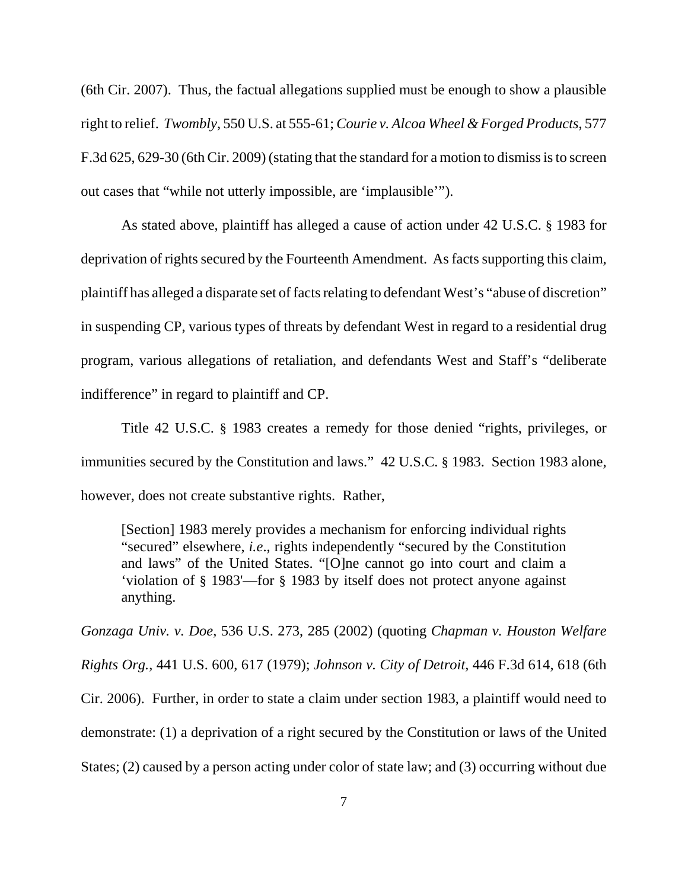(6th Cir. 2007). Thus, the factual allegations supplied must be enough to show a plausible right to relief. *Twombly*, 550 U.S. at 555-61; *Courie v. Alcoa Wheel & Forged Products*, 577 F.3d 625, 629-30 (6th Cir. 2009) (stating that the standard for a motion to dismiss is to screen out cases that "while not utterly impossible, are 'implausible'").

As stated above, plaintiff has alleged a cause of action under 42 U.S.C. § 1983 for deprivation of rights secured by the Fourteenth Amendment. As facts supporting this claim, plaintiff has alleged a disparate set of facts relating to defendant West's "abuse of discretion" in suspending CP, various types of threats by defendant West in regard to a residential drug program, various allegations of retaliation, and defendants West and Staff's "deliberate indifference" in regard to plaintiff and CP.

Title 42 U.S.C. § 1983 creates a remedy for those denied "rights, privileges, or immunities secured by the Constitution and laws." 42 U.S.C. § 1983. Section 1983 alone, however, does not create substantive rights. Rather,

> [Section] 1983 merely provides a mechanism for enforcing individual rights "secured" elsewhere, *i.e*., rights independently "secured by the Constitution and laws" of the United States. "[O]ne cannot go into court and claim a 'violation of § 1983'—for § 1983 by itself does not protect anyone against anything.

*Gonzaga Univ. v. Doe*, 536 U.S. 273, 285 (2002) (quoting *Chapman v. Houston Welfare Rights Org.*, 441 U.S. 600, 617 (1979); *Johnson v. City of Detroit*, 446 F.3d 614, 618 (6th Cir. 2006). Further, in order to state a claim under section 1983, a plaintiff would need to demonstrate: (1) a deprivation of a right secured by the Constitution or laws of the United States; (2) caused by a person acting under color of state law; and (3) occurring without due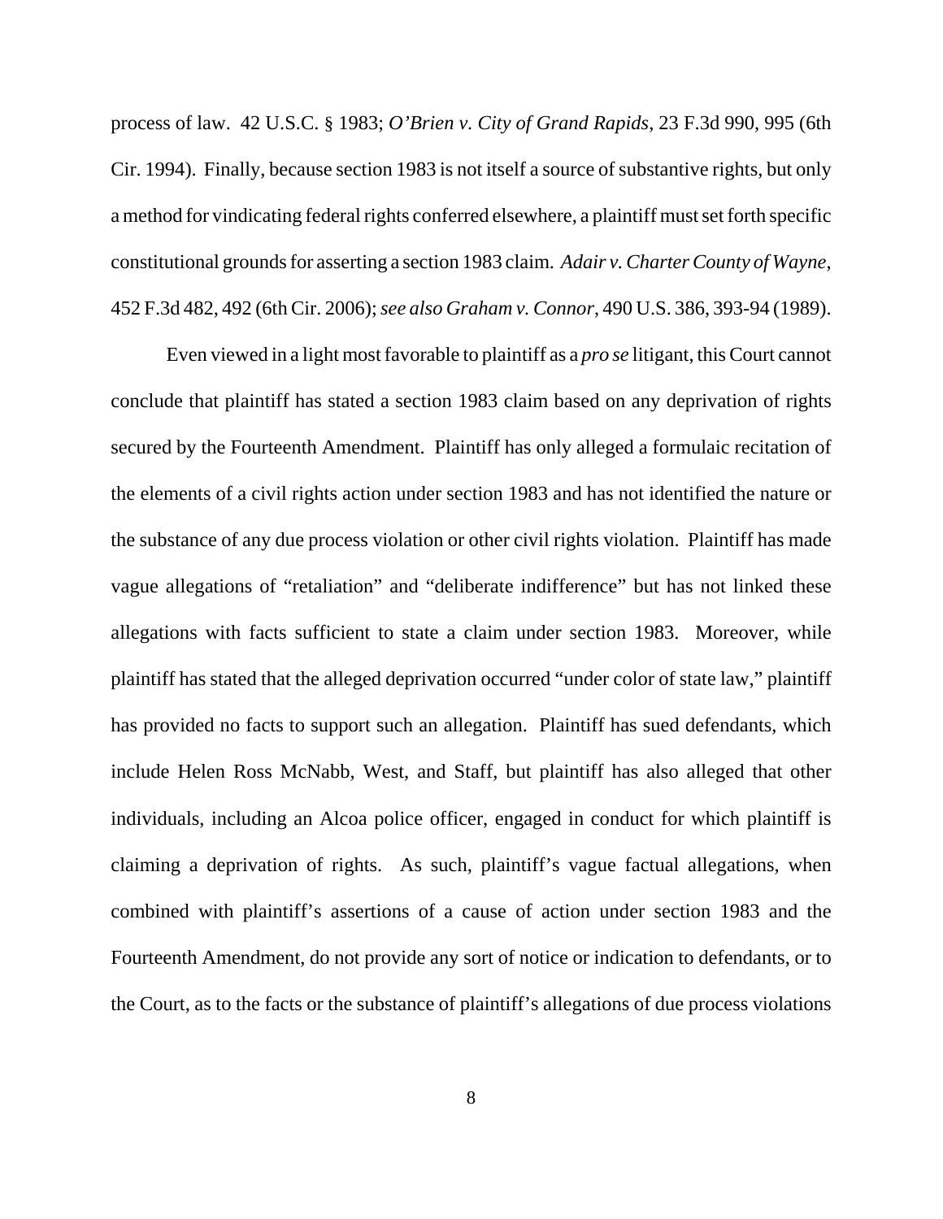process of law. 42 U.S.C. § 1983; *O'Brien v. City of Grand Rapids*, 23 F.3d 990, 995 (6th Cir. 1994). Finally, because section 1983 is not itself a source of substantive rights, but only a method for vindicating federal rights conferred elsewhere, a plaintiff must set forth specific constitutional grounds for asserting a section 1983 claim. *Adair v. Charter County of Wayne*, 452 F.3d 482, 492 (6th Cir. 2006); *see also Graham v. Connor*, 490 U.S. 386, 393-94 (1989).

Even viewed in a light most favorable to plaintiff as a *pro se* litigant, this Court cannot conclude that plaintiff has stated a section 1983 claim based on any deprivation of rights secured by the Fourteenth Amendment. Plaintiff has only alleged a formulaic recitation of the elements of a civil rights action under section 1983 and has not identified the nature or the substance of any due process violation or other civil rights violation. Plaintiff has made vague allegations of "retaliation" and "deliberate indifference" but has not linked these allegations with facts sufficient to state a claim under section 1983. Moreover, while plaintiff has stated that the alleged deprivation occurred "under color of state law," plaintiff has provided no facts to support such an allegation. Plaintiff has sued defendants, which include Helen Ross McNabb, West, and Staff, but plaintiff has also alleged that other individuals, including an Alcoa police officer, engaged in conduct for which plaintiff is claiming a deprivation of rights. As such, plaintiff's vague factual allegations, when combined with plaintiff's assertions of a cause of action under section 1983 and the Fourteenth Amendment, do not provide any sort of notice or indication to defendants, or to the Court, as to the facts or the substance of plaintiff's allegations of due process violations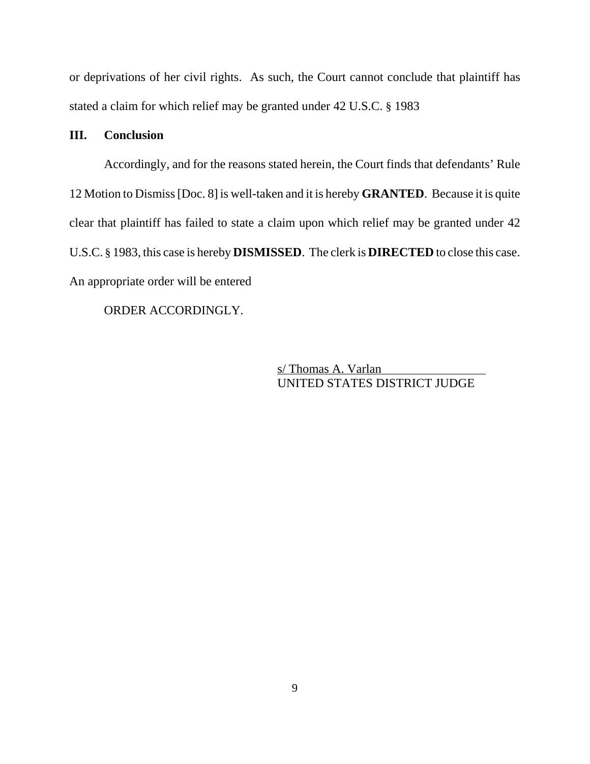or deprivations of her civil rights. As such, the Court cannot conclude that plaintiff has stated a claim for which relief may be granted under 42 U.S.C. § 1983

## III. Conclusion

Accordingly, and for the reasons stated herein, the Court finds that defendants' Rule 12 Motion to Dismiss [Doc. 8] is well-taken and it is hereby **GRANTED**. Because it is quite clear that plaintiff has failed to state a claim upon which relief may be granted under 42 U.S.C. § 1983, this case is hereby **DISMISSED**. The clerk is **DIRECTED** to close this case. An appropriate order will be entered

ORDER ACCORDINGLY.

s/ Thomas A. Varlan
UNITED STATES DISTRICT JUDGE